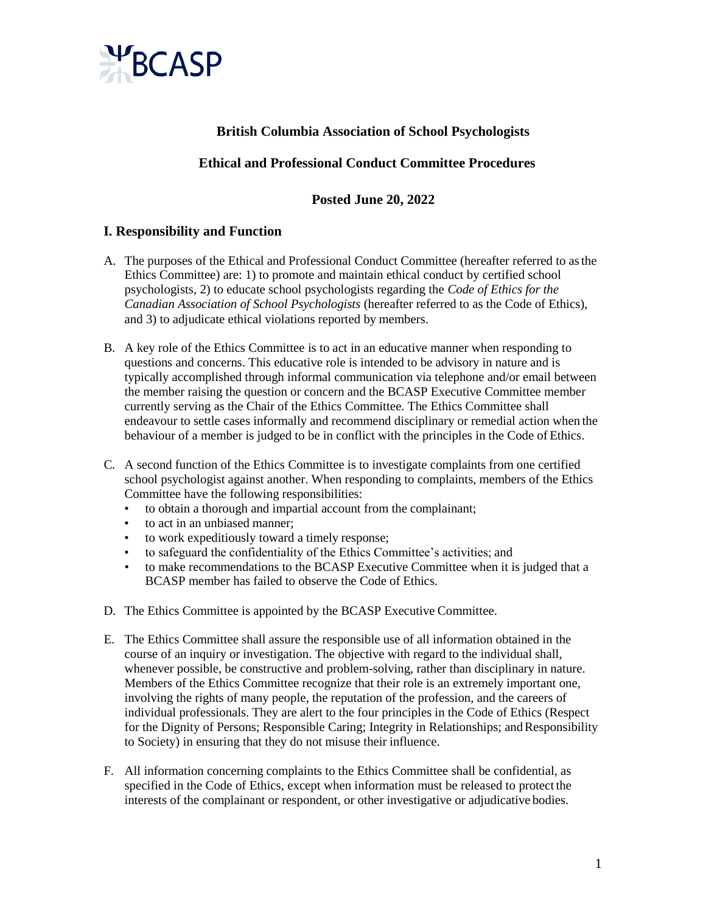BCASP

# British Columbia Association of School Psychologists

## Ethical and Professional Conduct Committee Procedures

**Posted June 20, 2022**

### I. Responsibility and Function

A. The purposes of the Ethical and Professional Conduct Committee (hereafter referred to as the Ethics Committee) are: 1) to promote and maintain ethical conduct by certified school psychologists, 2) to educate school psychologists regarding the *Code of Ethics for the Canadian Association of School Psychologists* (hereafter referred to as the Code of Ethics), and 3) to adjudicate ethical violations reported by members.

B. A key role of the Ethics Committee is to act in an educative manner when responding to questions and concerns. This educative role is intended to be advisory in nature and is typically accomplished through informal communication via telephone and/or email between the member raising the question or concern and the BCASP Executive Committee member currently serving as the Chair of the Ethics Committee. The Ethics Committee shall endeavour to settle cases informally and recommend disciplinary or remedial action when the behaviour of a member is judged to be in conflict with the principles in the Code of Ethics.

C. A second function of the Ethics Committee is to investigate complaints from one certified school psychologist against another. When responding to complaints, members of the Ethics Committee have the following responsibilities:
   - to obtain a thorough and impartial account from the complainant;
   - to act in an unbiased manner;
   - to work expeditiously toward a timely response;
   - to safeguard the confidentiality of the Ethics Committee's activities; and
   - to make recommendations to the BCASP Executive Committee when it is judged that a BCASP member has failed to observe the Code of Ethics.

D. The Ethics Committee is appointed by the BCASP Executive Committee.

E. The Ethics Committee shall assure the responsible use of all information obtained in the course of an inquiry or investigation. The objective with regard to the individual shall, whenever possible, be constructive and problem-solving, rather than disciplinary in nature. Members of the Ethics Committee recognize that their role is an extremely important one, involving the rights of many people, the reputation of the profession, and the careers of individual professionals. They are alert to the four principles in the Code of Ethics (Respect for the Dignity of Persons; Responsible Caring; Integrity in Relationships; and Responsibility to Society) in ensuring that they do not misuse their influence.

F. All information concerning complaints to the Ethics Committee shall be confidential, as specified in the Code of Ethics, except when information must be released to protect the interests of the complainant or respondent, or other investigative or adjudicative bodies.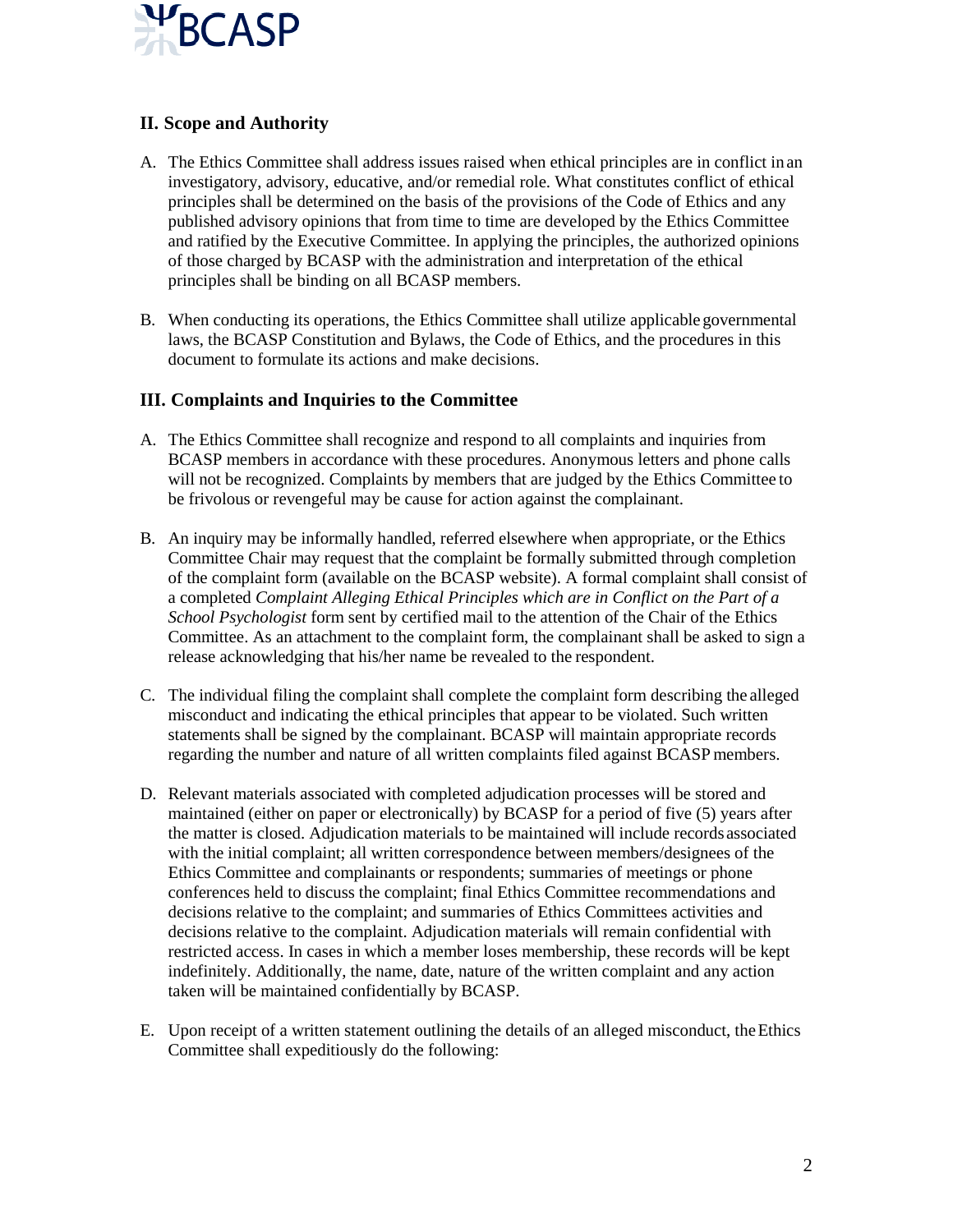## II. Scope and Authority

A. The Ethics Committee shall address issues raised when ethical principles are in conflict in an investigatory, advisory, educative, and/or remedial role. What constitutes conflict of ethical principles shall be determined on the basis of the provisions of the Code of Ethics and any published advisory opinions that from time to time are developed by the Ethics Committee and ratified by the Executive Committee. In applying the principles, the authorized opinions of those charged by BCASP with the administration and interpretation of the ethical principles shall be binding on all BCASP members.

B. When conducting its operations, the Ethics Committee shall utilize applicable governmental laws, the BCASP Constitution and Bylaws, the Code of Ethics, and the procedures in this document to formulate its actions and make decisions.

## III. Complaints and Inquiries to the Committee

A. The Ethics Committee shall recognize and respond to all complaints and inquiries from BCASP members in accordance with these procedures. Anonymous letters and phone calls will not be recognized. Complaints by members that are judged by the Ethics Committee to be frivolous or revengeful may be cause for action against the complainant.

B. An inquiry may be informally handled, referred elsewhere when appropriate, or the Ethics Committee Chair may request that the complaint be formally submitted through completion of the complaint form (available on the BCASP website). A formal complaint shall consist of a completed *Complaint Alleging Ethical Principles which are in Conflict on the Part of a School Psychologist* form sent by certified mail to the attention of the Chair of the Ethics Committee. As an attachment to the complaint form, the complainant shall be asked to sign a release acknowledging that his/her name be revealed to the respondent.

C. The individual filing the complaint shall complete the complaint form describing the alleged misconduct and indicating the ethical principles that appear to be violated. Such written statements shall be signed by the complainant. BCASP will maintain appropriate records regarding the number and nature of all written complaints filed against BCASP members.

D. Relevant materials associated with completed adjudication processes will be stored and maintained (either on paper or electronically) by BCASP for a period of five (5) years after the matter is closed. Adjudication materials to be maintained will include records associated with the initial complaint; all written correspondence between members/designees of the Ethics Committee and complainants or respondents; summaries of meetings or phone conferences held to discuss the complaint; final Ethics Committee recommendations and decisions relative to the complaint; and summaries of Ethics Committees activities and decisions relative to the complaint. Adjudication materials will remain confidential with restricted access. In cases in which a member loses membership, these records will be kept indefinitely. Additionally, the name, date, nature of the written complaint and any action taken will be maintained confidentially by BCASP.

E. Upon receipt of a written statement outlining the details of an alleged misconduct, the Ethics Committee shall expeditiously do the following: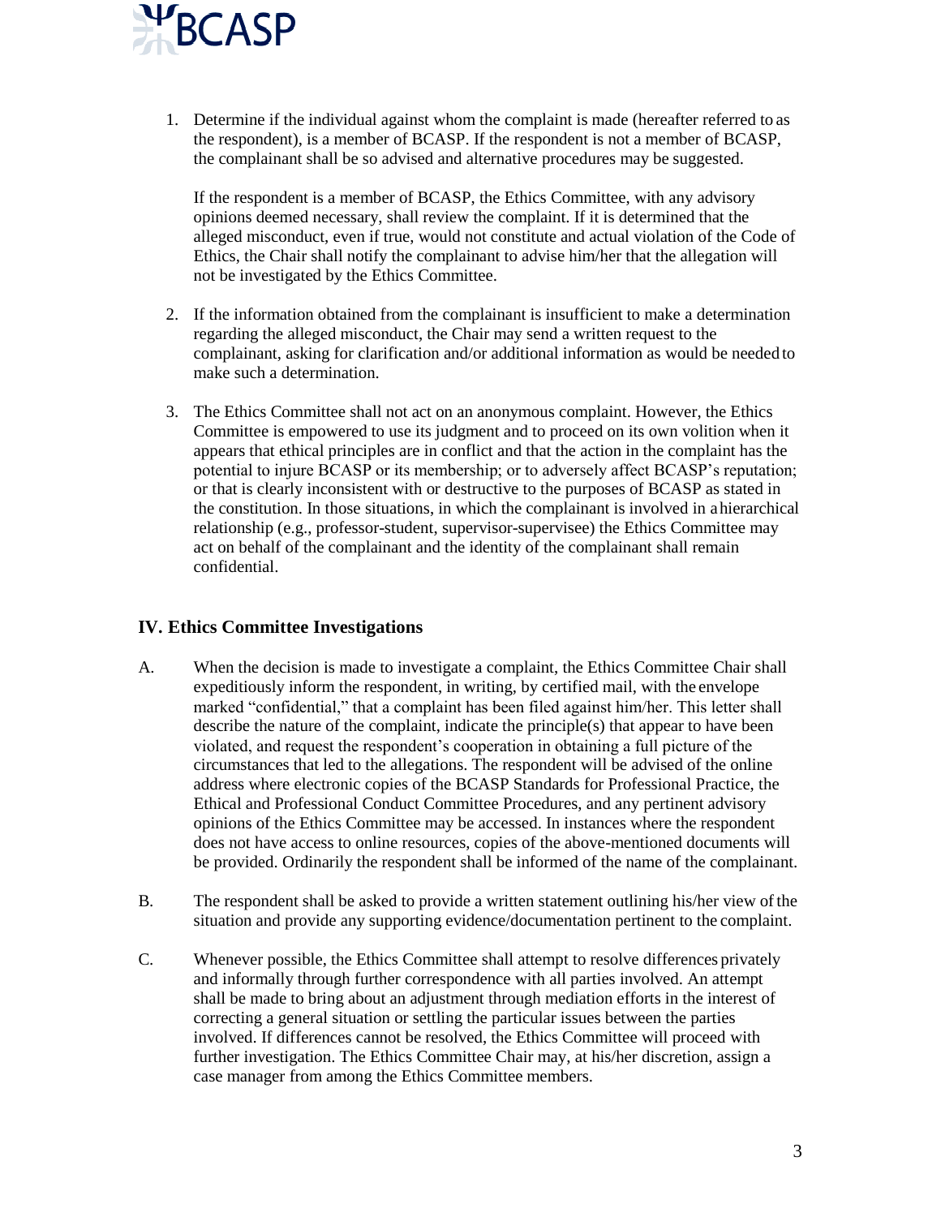1. Determine if the individual against whom the complaint is made (hereafter referred to as the respondent), is a member of BCASP. If the respondent is not a member of BCASP, the complainant shall be so advised and alternative procedures may be suggested.

   If the respondent is a member of BCASP, the Ethics Committee, with any advisory opinions deemed necessary, shall review the complaint. If it is determined that the alleged misconduct, even if true, would not constitute and actual violation of the Code of Ethics, the Chair shall notify the complainant to advise him/her that the allegation will not be investigated by the Ethics Committee.

2. If the information obtained from the complainant is insufficient to make a determination regarding the alleged misconduct, the Chair may send a written request to the complainant, asking for clarification and/or additional information as would be needed to make such a determination.

3. The Ethics Committee shall not act on an anonymous complaint. However, the Ethics Committee is empowered to use its judgment and to proceed on its own volition when it appears that ethical principles are in conflict and that the action in the complaint has the potential to injure BCASP or its membership; or to adversely affect BCASP's reputation; or that is clearly inconsistent with or destructive to the purposes of BCASP as stated in the constitution. In those situations, in which the complainant is involved in a hierarchical relationship (e.g., professor-student, supervisor-supervisee) the Ethics Committee may act on behalf of the complainant and the identity of the complainant shall remain confidential.

## IV. Ethics Committee Investigations

A. When the decision is made to investigate a complaint, the Ethics Committee Chair shall expeditiously inform the respondent, in writing, by certified mail, with the envelope marked "confidential," that a complaint has been filed against him/her. This letter shall describe the nature of the complaint, indicate the principle(s) that appear to have been violated, and request the respondent's cooperation in obtaining a full picture of the circumstances that led to the allegations. The respondent will be advised of the online address where electronic copies of the BCASP Standards for Professional Practice, the Ethical and Professional Conduct Committee Procedures, and any pertinent advisory opinions of the Ethics Committee may be accessed. In instances where the respondent does not have access to online resources, copies of the above-mentioned documents will be provided. Ordinarily the respondent shall be informed of the name of the complainant.

B. The respondent shall be asked to provide a written statement outlining his/her view of the situation and provide any supporting evidence/documentation pertinent to the complaint.

C. Whenever possible, the Ethics Committee shall attempt to resolve differences privately and informally through further correspondence with all parties involved. An attempt shall be made to bring about an adjustment through mediation efforts in the interest of correcting a general situation or settling the particular issues between the parties involved. If differences cannot be resolved, the Ethics Committee will proceed with further investigation. The Ethics Committee Chair may, at his/her discretion, assign a case manager from among the Ethics Committee members.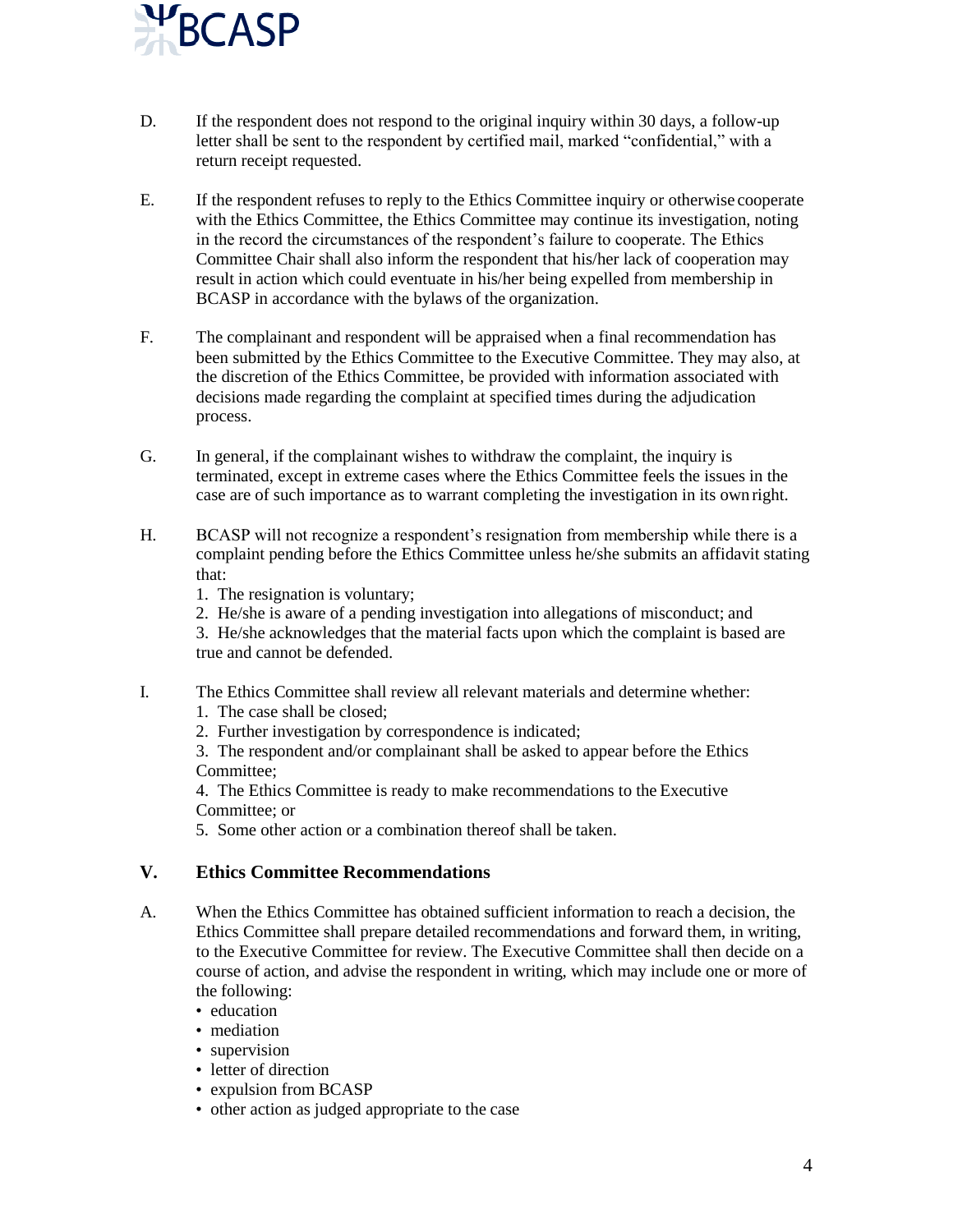D. If the respondent does not respond to the original inquiry within 30 days, a follow-up letter shall be sent to the respondent by certified mail, marked "confidential," with a return receipt requested.

E. If the respondent refuses to reply to the Ethics Committee inquiry or otherwise cooperate with the Ethics Committee, the Ethics Committee may continue its investigation, noting in the record the circumstances of the respondent's failure to cooperate. The Ethics Committee Chair shall also inform the respondent that his/her lack of cooperation may result in action which could eventuate in his/her being expelled from membership in BCASP in accordance with the bylaws of the organization.

F. The complainant and respondent will be appraised when a final recommendation has been submitted by the Ethics Committee to the Executive Committee. They may also, at the discretion of the Ethics Committee, be provided with information associated with decisions made regarding the complaint at specified times during the adjudication process.

G. In general, if the complainant wishes to withdraw the complaint, the inquiry is terminated, except in extreme cases where the Ethics Committee feels the issues in the case are of such importance as to warrant completing the investigation in its own right.

H. BCASP will not recognize a respondent's resignation from membership while there is a complaint pending before the Ethics Committee unless he/she submits an affidavit stating that:

1. The resignation is voluntary;
2. He/she is aware of a pending investigation into allegations of misconduct; and
3. He/she acknowledges that the material facts upon which the complaint is based are true and cannot be defended.

I. The Ethics Committee shall review all relevant materials and determine whether:

1. The case shall be closed;
2. Further investigation by correspondence is indicated;
3. The respondent and/or complainant shall be asked to appear before the Ethics Committee;
4. The Ethics Committee is ready to make recommendations to the Executive Committee; or
5. Some other action or a combination thereof shall be taken.

## V. Ethics Committee Recommendations

A. When the Ethics Committee has obtained sufficient information to reach a decision, the Ethics Committee shall prepare detailed recommendations and forward them, in writing, to the Executive Committee for review. The Executive Committee shall then decide on a course of action, and advise the respondent in writing, which may include one or more of the following:

- education
- mediation
- supervision
- letter of direction
- expulsion from BCASP
- other action as judged appropriate to the case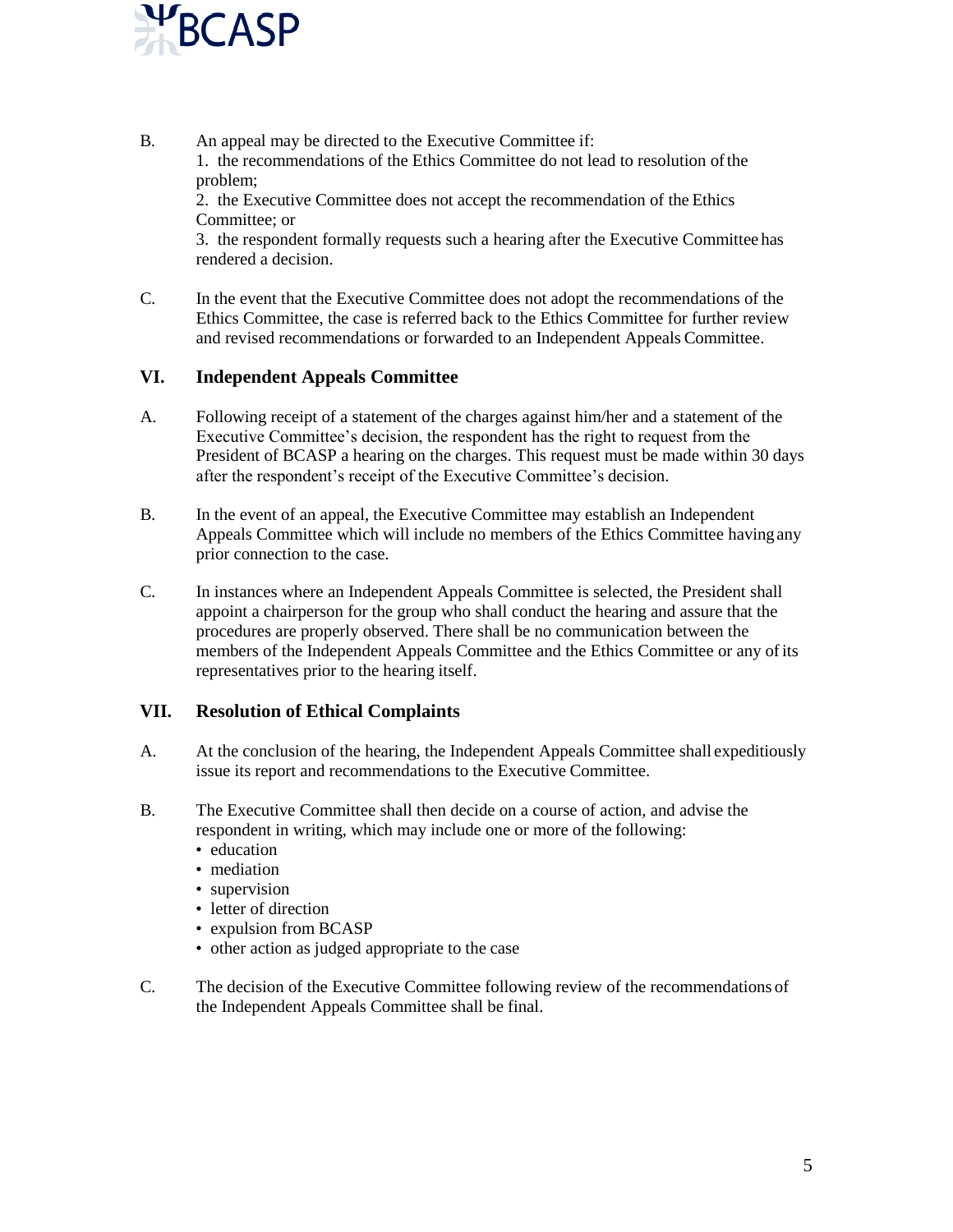B. An appeal may be directed to the Executive Committee if:
1. the recommendations of the Ethics Committee do not lead to resolution of the problem;
2. the Executive Committee does not accept the recommendation of the Ethics Committee; or
3. the respondent formally requests such a hearing after the Executive Committee has rendered a decision.

C. In the event that the Executive Committee does not adopt the recommendations of the Ethics Committee, the case is referred back to the Ethics Committee for further review and revised recommendations or forwarded to an Independent Appeals Committee.

## VI. Independent Appeals Committee

A. Following receipt of a statement of the charges against him/her and a statement of the Executive Committee's decision, the respondent has the right to request from the President of BCASP a hearing on the charges. This request must be made within 30 days after the respondent's receipt of the Executive Committee's decision.

B. In the event of an appeal, the Executive Committee may establish an Independent Appeals Committee which will include no members of the Ethics Committee having any prior connection to the case.

C. In instances where an Independent Appeals Committee is selected, the President shall appoint a chairperson for the group who shall conduct the hearing and assure that the procedures are properly observed. There shall be no communication between the members of the Independent Appeals Committee and the Ethics Committee or any of its representatives prior to the hearing itself.

## VII. Resolution of Ethical Complaints

A. At the conclusion of the hearing, the Independent Appeals Committee shall expeditiously issue its report and recommendations to the Executive Committee.

B. The Executive Committee shall then decide on a course of action, and advise the respondent in writing, which may include one or more of the following:
- education
- mediation
- supervision
- letter of direction
- expulsion from BCASP
- other action as judged appropriate to the case

C. The decision of the Executive Committee following review of the recommendations of the Independent Appeals Committee shall be final.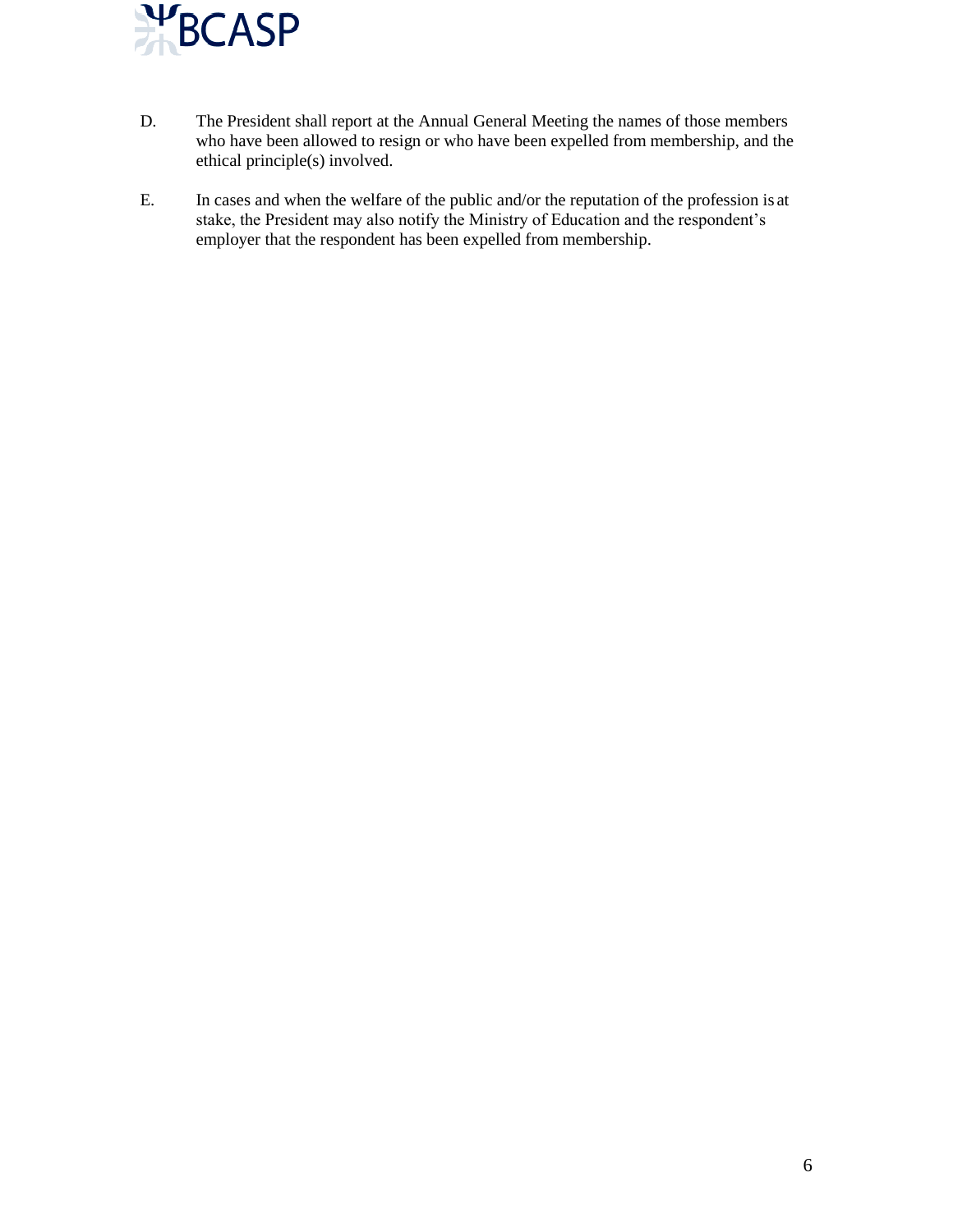D. The President shall report at the Annual General Meeting the names of those members who have been allowed to resign or who have been expelled from membership, and the ethical principle(s) involved.

E. In cases and when the welfare of the public and/or the reputation of the profession is at stake, the President may also notify the Ministry of Education and the respondent's employer that the respondent has been expelled from membership.